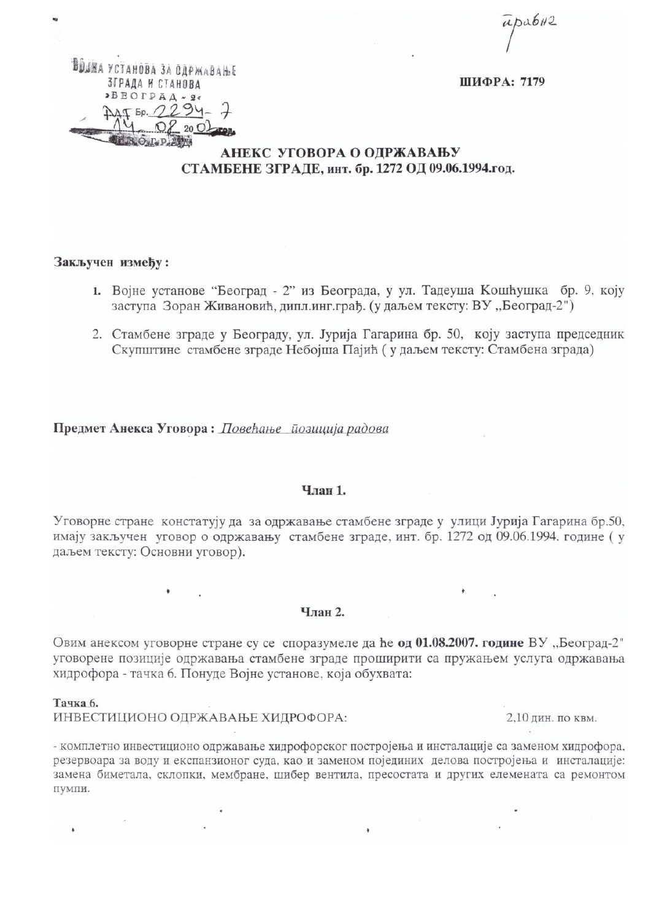правна

ВОЈНА УСТАНОВА ЗА ОДРЖАВАЊЕ ЗГРАДА И СТАНОВА »БЕОГРАД - 2« Бр. 2294-7 14. 08. 2007 год. БЕОГРАД

**ШИФРА: 7179**

## АНЕКС УГОВОРА О ОДРЖАВАЊУ СТАМБЕНЕ ЗГРАДЕ, инт. бр. 1272 ОД 09.06.1994.год.

**Закључен између :**

1. Војне установе "Београд - 2" из Београда, у ул. Тадеуша Кошћушка бр. 9, коју заступа Зоран Живановић, дипл.инг.грађ. (у даљем тексту: ВУ ,,Београд-2")
2. Стамбене зграде у Београду, ул. Јурија Гагарина бр. 50, коју заступа председник Скупштине стамбене зграде Небојша Пајић ( у даљем тексту: Стамбена зграда)

**Предмет Анекса Уговора :** *Повећање позиција радова*

### Члан 1.

Уговорне стране констатују да за одржавање стамбене зграде у улици Јурија Гагарина бр.50, имају закључен уговор о одржавању стамбене зграде, инт. бр. 1272 од 09.06.1994. године ( у даљем тексту: Основни уговор).

### Члан 2.

Овим анексом уговорне стране су се споразумеле да ће **од 01.08.2007. године** ВУ ,,Београд-2" уговорене позиције одржавања стамбене зграде проширити са пружањем услуга одржавања хидрофора - тачка 6. Понуде Војне установе, која обухвата:

**Тачка 6.**
ИНВЕСТИЦИОНО ОДРЖАВАЊЕ ХИДРОФОРА: 2,10 дин. по квм.

- комплетно инвестиционо одржавање хидрофорског постројења и инсталације са заменом хидрофора, резервоара за воду и експанзионог суда, као и заменом појединих делова постројења и инсталације: замена биметала, склопки, мембране, шибер вентила, пресостата и других елемената са ремонтом пумпи.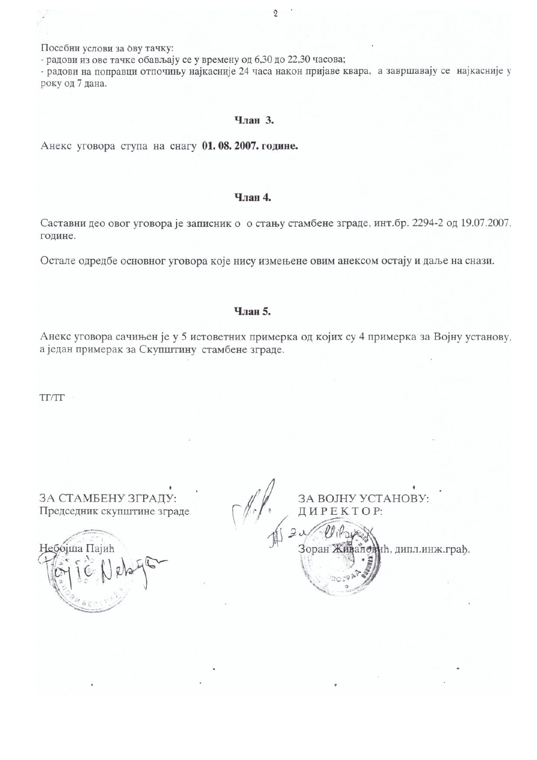Посебни услови за ову тачку:
- радови из ове тачке обављају се у времену од 6,30 до 22,30 часова;
- радови на поправци отпочињу најкасније 24 часа након пријаве квара, а завршавају се најкасније у року од 7 дана.

### Члан 3.

Анекс уговора ступа на снагу **01. 08. 2007. године.**

### Члан 4.

Саставни део овог уговора је записник о о стању стамбене зграде, инт.бр. 2294-2 од 19.07.2007. године.

Остале одредбе основног уговора које нису измењене овим анексом остају и даље на снази.

### Члан 5.

Анекс уговора сачињен је у 5 истоветних примерка од којих су 4 примерка за Војну установу, а један примерак за Скупштину стамбене зграде.

ТГ/ТГ

ЗА СТАМБЕНУ ЗГРАДУ:
Председник скупштине зграде

Небојша Пајић

ЗА ВОЈНУ УСТАНОВУ:
ДИРЕКТОР:

Зоран Живановић, дипл.инж.грађ.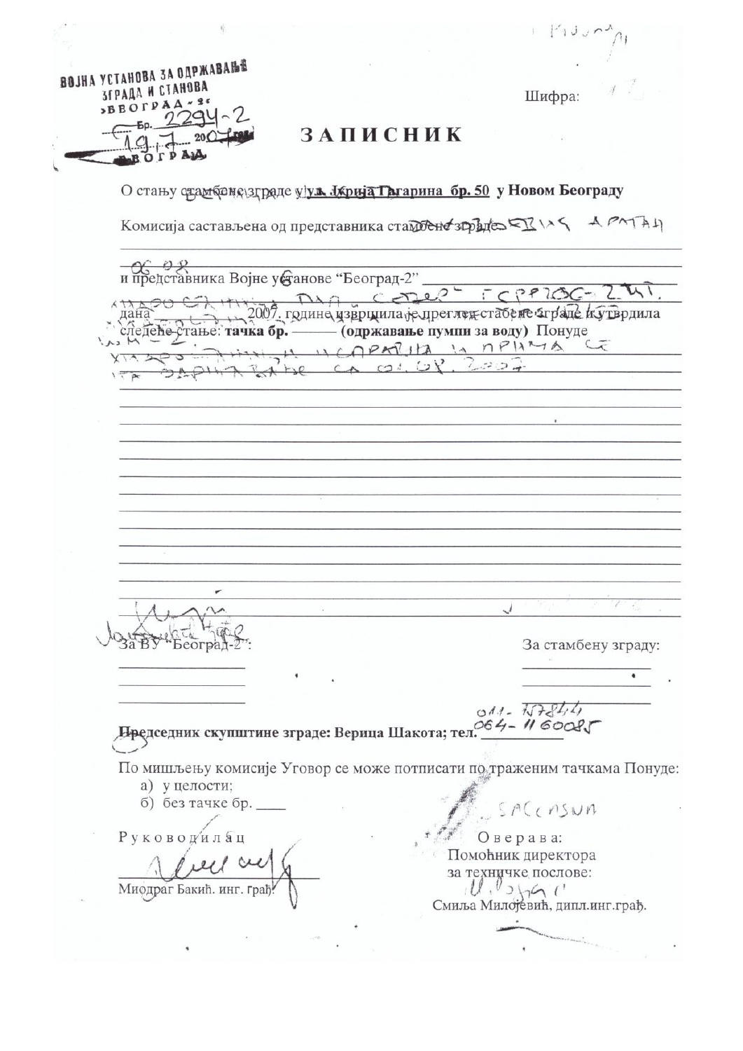ВОЈНА УСТАНОВА ЗА ОДРЖАВАЊЕ ЗГРАДА И СТАНОВА „БЕОГРАД-2"
Бр. 2294-2
19.7. 2007 год.
БЕОГРАД

Шифра:

# ЗАПИСНИК

О стању стамбене зграде у **ул. Јурија Гагарина бр. 50 у Новом Београду**

Комисија састављена од представника стамбене зграде

и представника Војне установе "Београд-2"

дана ______ 2007. године извршила је преглед стамбене зграде и утврдила следеће стање: **тачка бр. ——— (одржавање пумпи за воду)** Понуде

За ВУ "Београд-2": ____________

За стамбену зграду: ____________

**Председник скупштине зграде: Верица Шакота; тел.** 011-... 064-1160085

По мишљењу комисије Уговор се може потписати по траженим тачкама Понуде:

а) у целости;
б) без тачке бр. ____

Руководилац

Миодраг Бакић, инг. грађ.

Оверава:
Помоћник директора
за техничке послове:

Смиља Милојевић, дипл.инг.грађ.